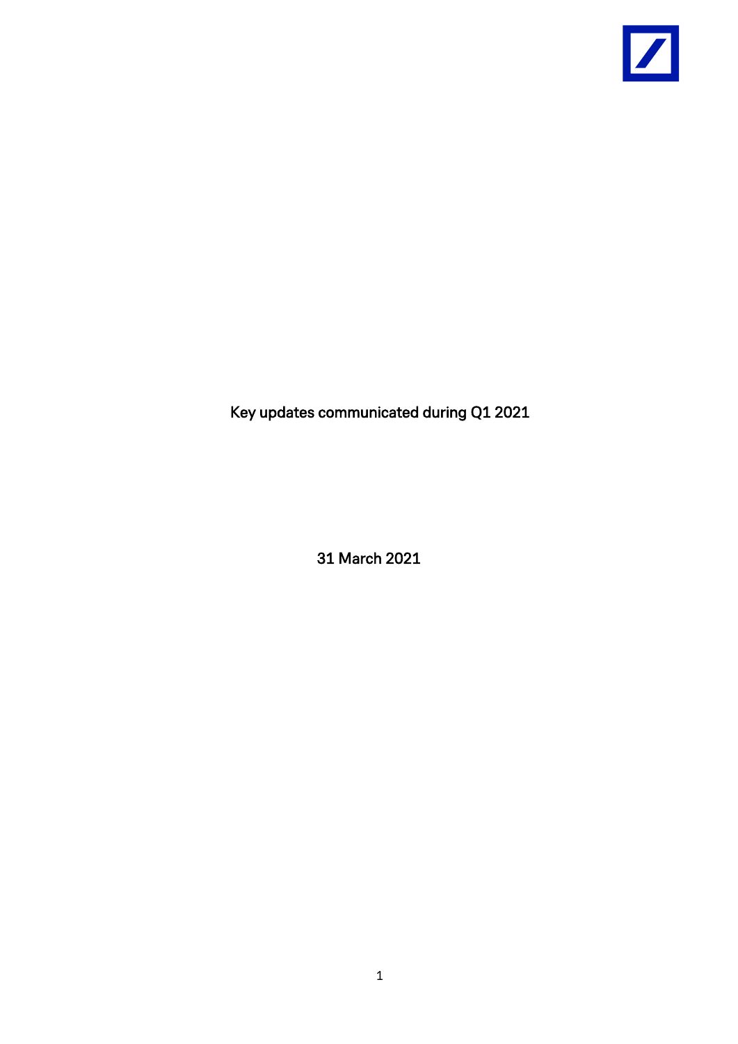# Key updates communicated during Q1 2021

31 March 2021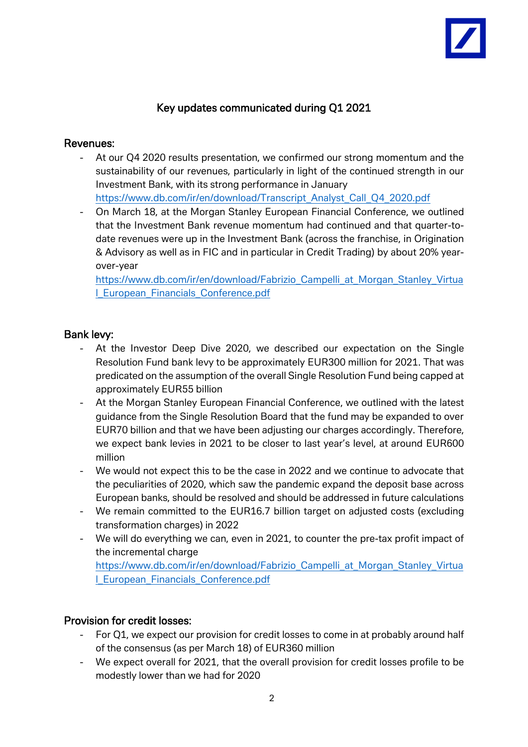# Key updates communicated during Q1 2021

## Revenues:

- At our Q4 2020 results presentation, we confirmed our strong momentum and the sustainability of our revenues, particularly in light of the continued strength in our Investment Bank, with its strong performance in January
  https://www.db.com/ir/en/download/Transcript_Analyst_Call_Q4_2020.pdf
- On March 18, at the Morgan Stanley European Financial Conference, we outlined that the Investment Bank revenue momentum had continued and that quarter-to-date revenues were up in the Investment Bank (across the franchise, in Origination & Advisory as well as in FIC and in particular in Credit Trading) by about 20% year-over-year
  https://www.db.com/ir/en/download/Fabrizio_Campelli_at_Morgan_Stanley_Virtual_European_Financials_Conference.pdf

## Bank levy:

- At the Investor Deep Dive 2020, we described our expectation on the Single Resolution Fund bank levy to be approximately EUR300 million for 2021. That was predicated on the assumption of the overall Single Resolution Fund being capped at approximately EUR55 billion
- At the Morgan Stanley European Financial Conference, we outlined with the latest guidance from the Single Resolution Board that the fund may be expanded to over EUR70 billion and that we have been adjusting our charges accordingly. Therefore, we expect bank levies in 2021 to be closer to last year's level, at around EUR600 million
- We would not expect this to be the case in 2022 and we continue to advocate that the peculiarities of 2020, which saw the pandemic expand the deposit base across European banks, should be resolved and should be addressed in future calculations
- We remain committed to the EUR16.7 billion target on adjusted costs (excluding transformation charges) in 2022
- We will do everything we can, even in 2021, to counter the pre-tax profit impact of the incremental charge
  https://www.db.com/ir/en/download/Fabrizio_Campelli_at_Morgan_Stanley_Virtual_European_Financials_Conference.pdf

## Provision for credit losses:

- For Q1, we expect our provision for credit losses to come in at probably around half of the consensus (as per March 18) of EUR360 million
- We expect overall for 2021, that the overall provision for credit losses profile to be modestly lower than we had for 2020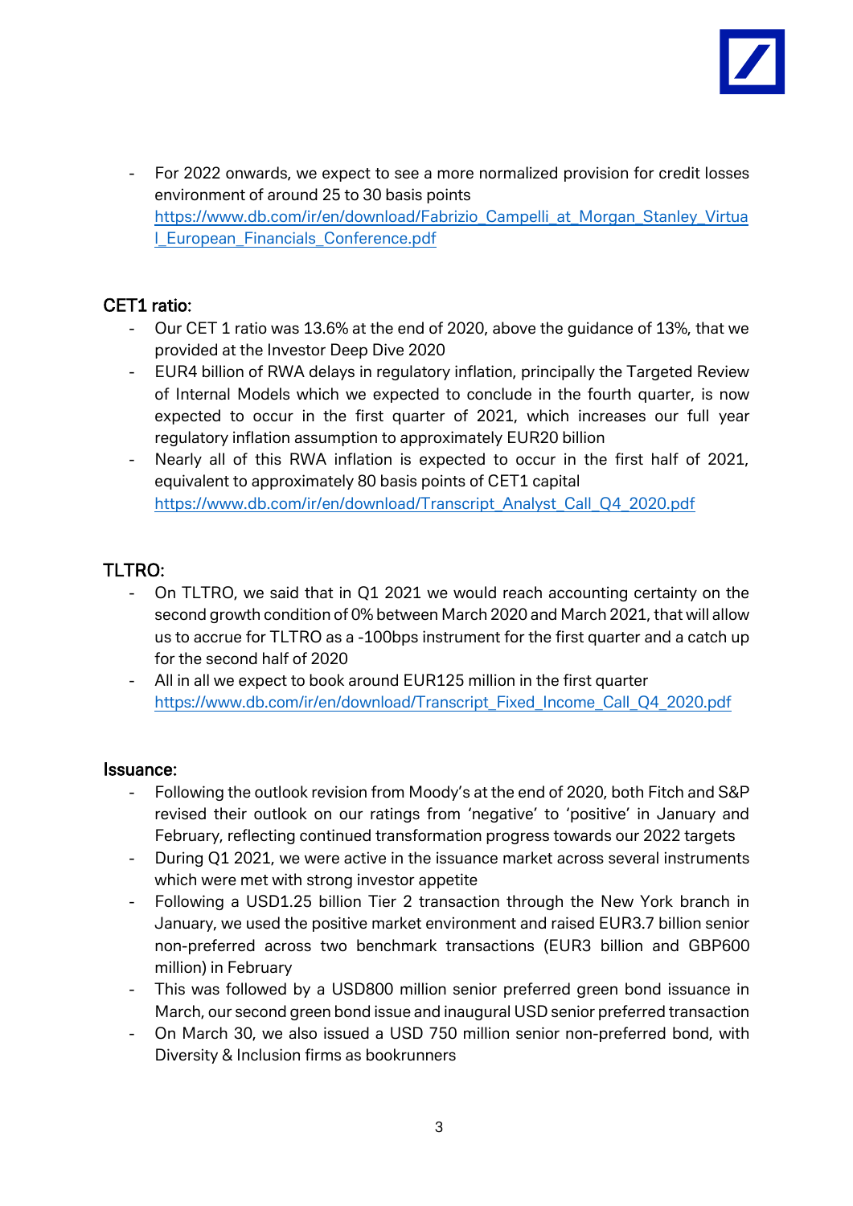- For 2022 onwards, we expect to see a more normalized provision for credit losses environment of around 25 to 30 basis points https://www.db.com/ir/en/download/Fabrizio_Campelli_at_Morgan_Stanley_Virtual_European_Financials_Conference.pdf

## CET1 ratio:

- Our CET 1 ratio was 13.6% at the end of 2020, above the guidance of 13%, that we provided at the Investor Deep Dive 2020
- EUR4 billion of RWA delays in regulatory inflation, principally the Targeted Review of Internal Models which we expected to conclude in the fourth quarter, is now expected to occur in the first quarter of 2021, which increases our full year regulatory inflation assumption to approximately EUR20 billion
- Nearly all of this RWA inflation is expected to occur in the first half of 2021, equivalent to approximately 80 basis points of CET1 capital https://www.db.com/ir/en/download/Transcript_Analyst_Call_Q4_2020.pdf

## TLTRO:

- On TLTRO, we said that in Q1 2021 we would reach accounting certainty on the second growth condition of 0% between March 2020 and March 2021, that will allow us to accrue for TLTRO as a -100bps instrument for the first quarter and a catch up for the second half of 2020
- All in all we expect to book around EUR125 million in the first quarter https://www.db.com/ir/en/download/Transcript_Fixed_Income_Call_Q4_2020.pdf

## Issuance:

- Following the outlook revision from Moody's at the end of 2020, both Fitch and S&P revised their outlook on our ratings from 'negative' to 'positive' in January and February, reflecting continued transformation progress towards our 2022 targets
- During Q1 2021, we were active in the issuance market across several instruments which were met with strong investor appetite
- Following a USD1.25 billion Tier 2 transaction through the New York branch in January, we used the positive market environment and raised EUR3.7 billion senior non-preferred across two benchmark transactions (EUR3 billion and GBP600 million) in February
- This was followed by a USD800 million senior preferred green bond issuance in March, our second green bond issue and inaugural USD senior preferred transaction
- On March 30, we also issued a USD 750 million senior non-preferred bond, with Diversity & Inclusion firms as bookrunners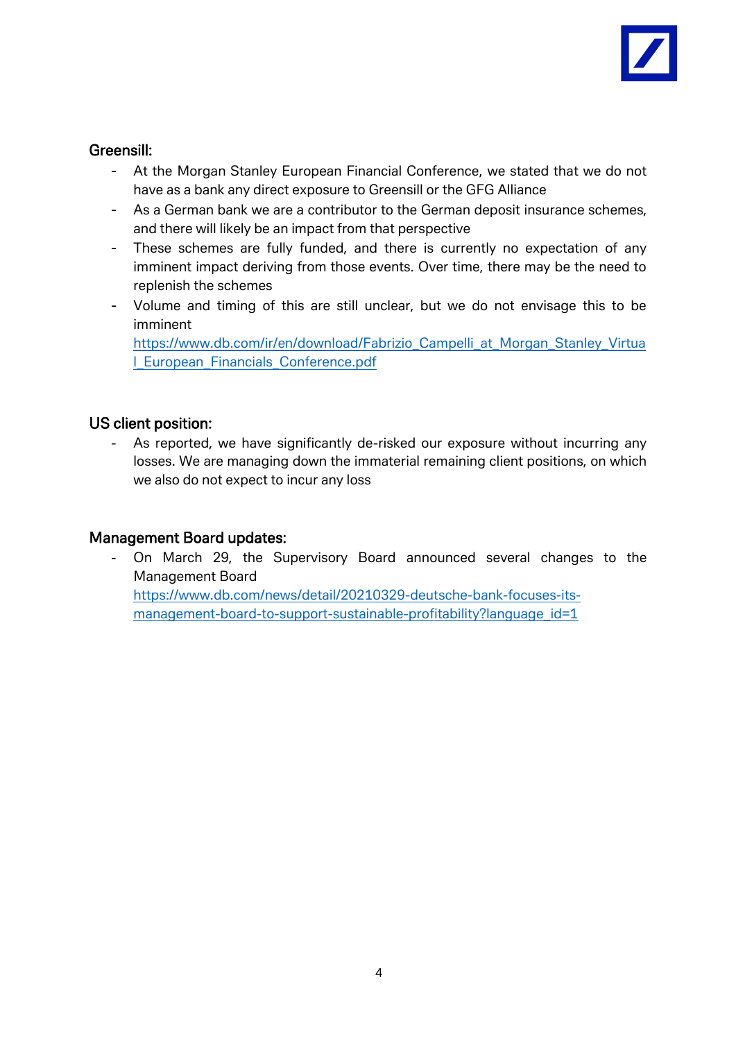## Greensill:

- At the Morgan Stanley European Financial Conference, we stated that we do not have as a bank any direct exposure to Greensill or the GFG Alliance
- As a German bank we are a contributor to the German deposit insurance schemes, and there will likely be an impact from that perspective
- These schemes are fully funded, and there is currently no expectation of any imminent impact deriving from those events. Over time, there may be the need to replenish the schemes
- Volume and timing of this are still unclear, but we do not envisage this to be imminent
  https://www.db.com/ir/en/download/Fabrizio_Campelli_at_Morgan_Stanley_Virtual_European_Financials_Conference.pdf

## US client position:

- As reported, we have significantly de-risked our exposure without incurring any losses. We are managing down the immaterial remaining client positions, on which we also do not expect to incur any loss

## Management Board updates:

- On March 29, the Supervisory Board announced several changes to the Management Board
  https://www.db.com/news/detail/20210329-deutsche-bank-focuses-its-management-board-to-support-sustainable-profitability?language_id=1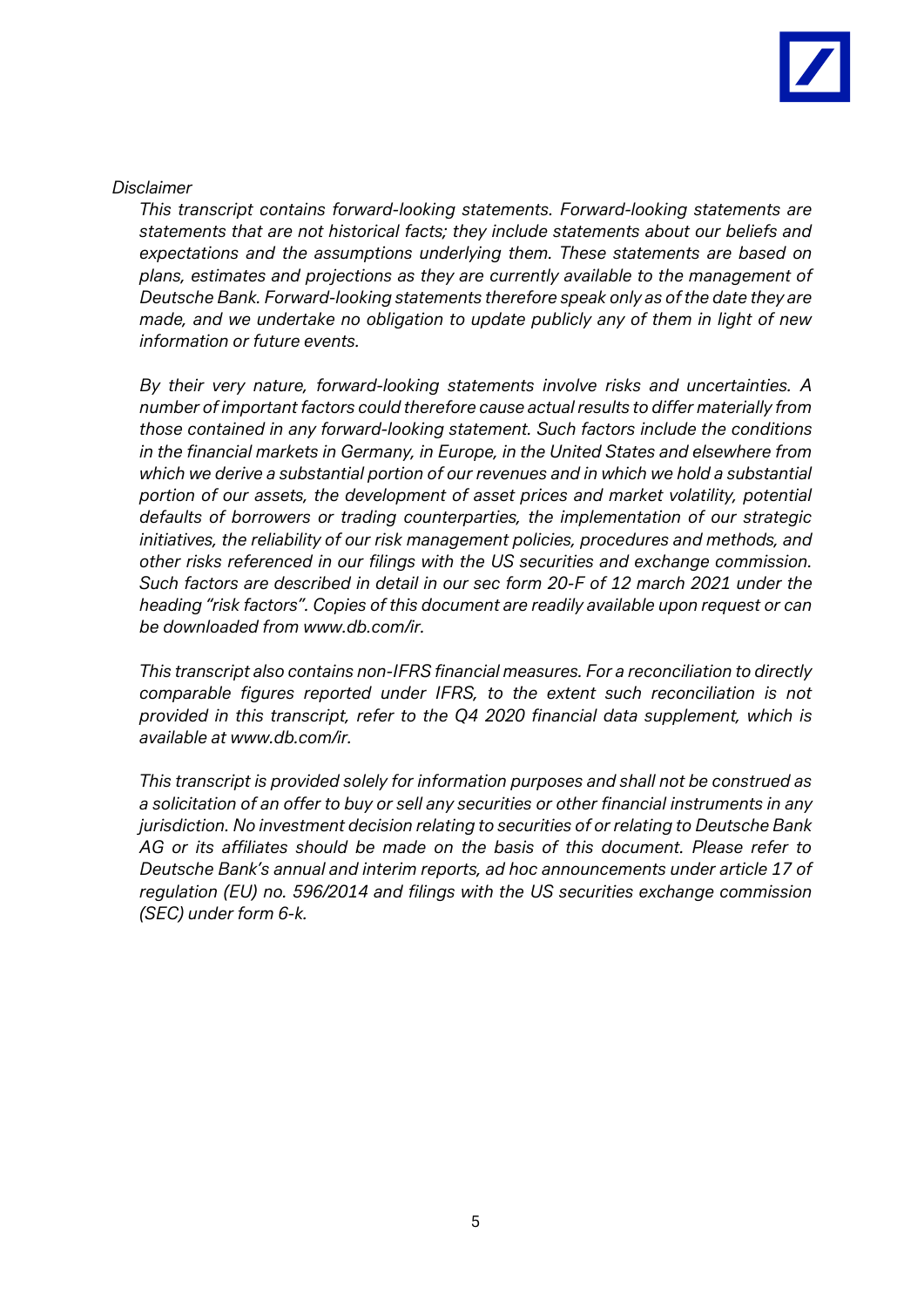*Disclaimer*

*This transcript contains forward-looking statements. Forward-looking statements are statements that are not historical facts; they include statements about our beliefs and expectations and the assumptions underlying them. These statements are based on plans, estimates and projections as they are currently available to the management of Deutsche Bank. Forward-looking statements therefore speak only as of the date they are made, and we undertake no obligation to update publicly any of them in light of new information or future events.*

*By their very nature, forward-looking statements involve risks and uncertainties. A number of important factors could therefore cause actual results to differ materially from those contained in any forward-looking statement. Such factors include the conditions in the financial markets in Germany, in Europe, in the United States and elsewhere from which we derive a substantial portion of our revenues and in which we hold a substantial portion of our assets, the development of asset prices and market volatility, potential defaults of borrowers or trading counterparties, the implementation of our strategic initiatives, the reliability of our risk management policies, procedures and methods, and other risks referenced in our filings with the US securities and exchange commission. Such factors are described in detail in our sec form 20-F of 12 march 2021 under the heading "risk factors". Copies of this document are readily available upon request or can be downloaded from www.db.com/ir.*

*This transcript also contains non-IFRS financial measures. For a reconciliation to directly comparable figures reported under IFRS, to the extent such reconciliation is not provided in this transcript, refer to the Q4 2020 financial data supplement, which is available at www.db.com/ir.*

*This transcript is provided solely for information purposes and shall not be construed as a solicitation of an offer to buy or sell any securities or other financial instruments in any jurisdiction. No investment decision relating to securities of or relating to Deutsche Bank AG or its affiliates should be made on the basis of this document. Please refer to Deutsche Bank's annual and interim reports, ad hoc announcements under article 17 of regulation (EU) no. 596/2014 and filings with the US securities exchange commission (SEC) under form 6-k.*